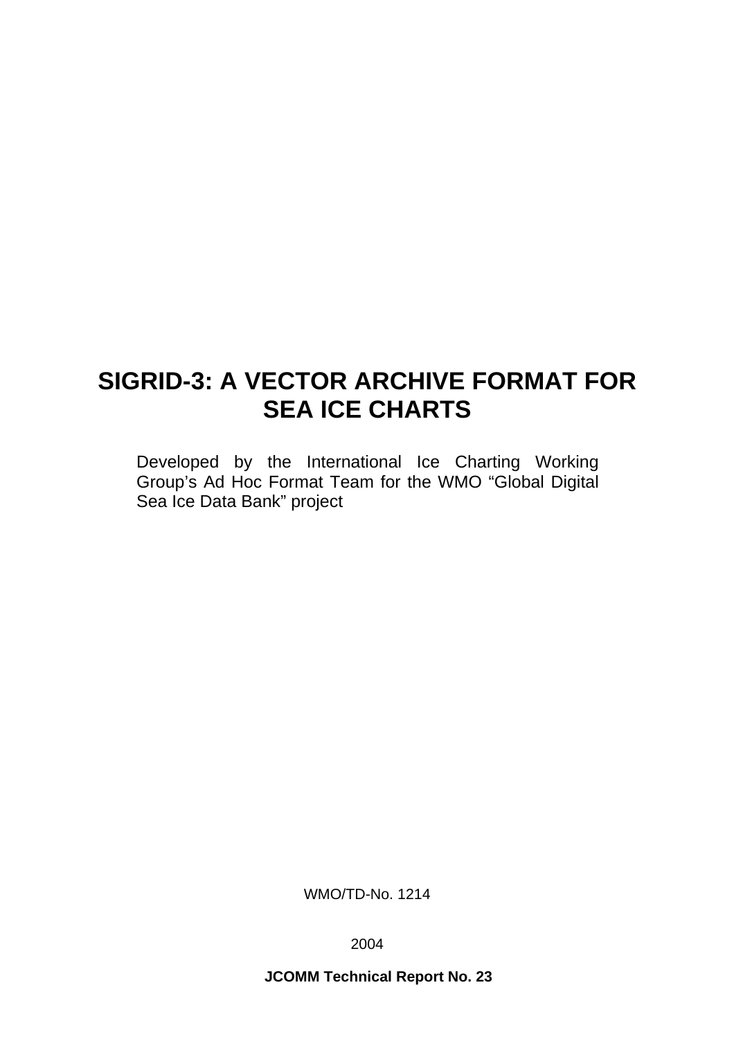# SIGRID-3: A VECTOR ARCHIVE FORMAT FOR SEA ICE CHARTS

Developed by the International Ice Charting Working Group's Ad Hoc Format Team for the WMO "Global Digital Sea Ice Data Bank" project

WMO/TD-No. 1214

2004

**JCOMM Technical Report No. 23**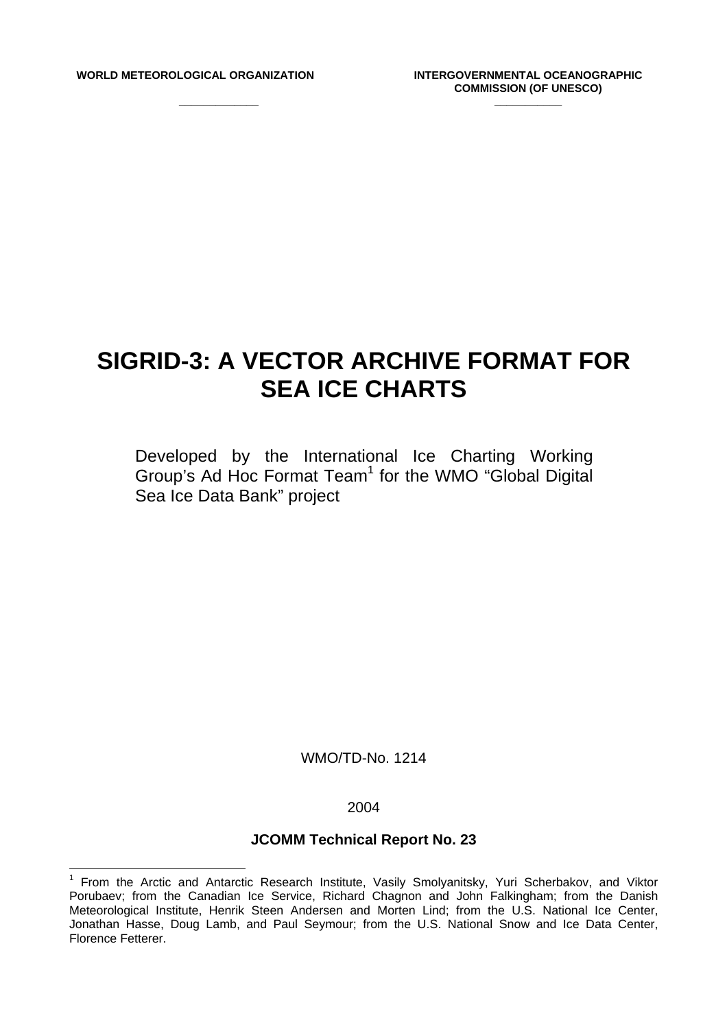**WORLD METEOROLOGICAL ORGANIZATION**

**INTERGOVERNMENTAL OCEANOGRAPHIC COMMISSION (OF UNESCO)**

# SIGRID-3: A VECTOR ARCHIVE FORMAT FOR SEA ICE CHARTS

Developed by the International Ice Charting Working Group's Ad Hoc Format Team[1] for the WMO "Global Digital Sea Ice Data Bank" project

WMO/TD-No. 1214

2004

**JCOMM Technical Report No. 23**

---

[1] From the Arctic and Antarctic Research Institute, Vasily Smolyanitsky, Yuri Scherbakov, and Viktor Porubaev; from the Canadian Ice Service, Richard Chagnon and John Falkingham; from the Danish Meteorological Institute, Henrik Steen Andersen and Morten Lind; from the U.S. National Ice Center, Jonathan Hasse, Doug Lamb, and Paul Seymour; from the U.S. National Snow and Ice Data Center, Florence Fetterer.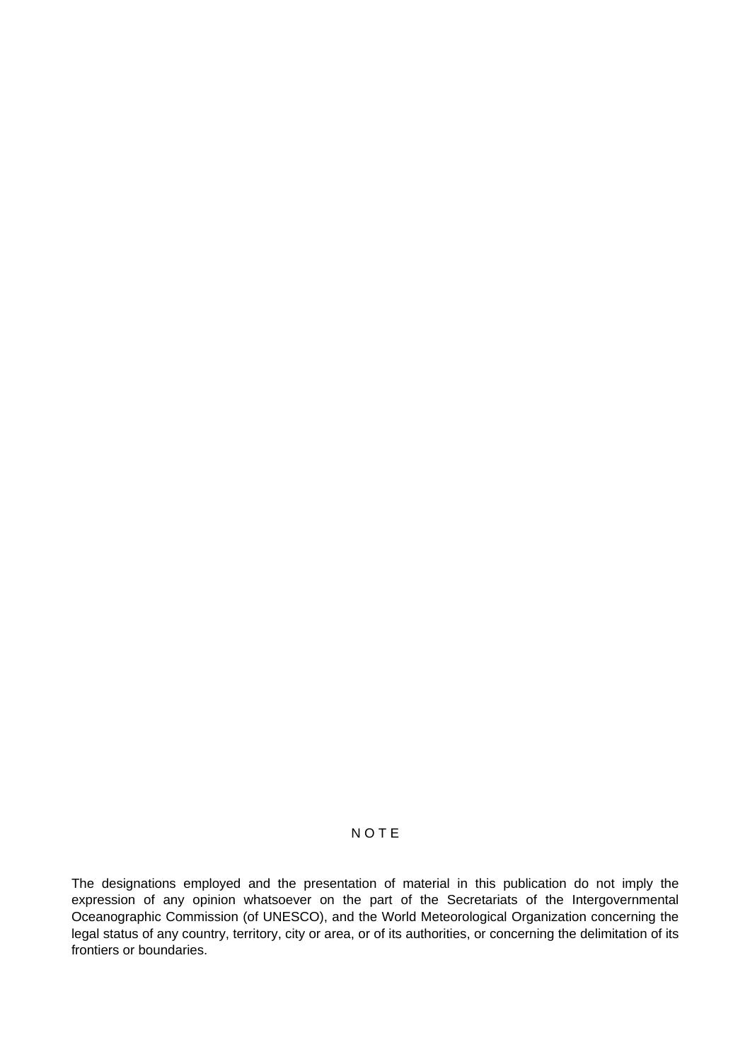## N O T E

The designations employed and the presentation of material in this publication do not imply the expression of any opinion whatsoever on the part of the Secretariats of the Intergovernmental Oceanographic Commission (of UNESCO), and the World Meteorological Organization concerning the legal status of any country, territory, city or area, or of its authorities, or concerning the delimitation of its frontiers or boundaries.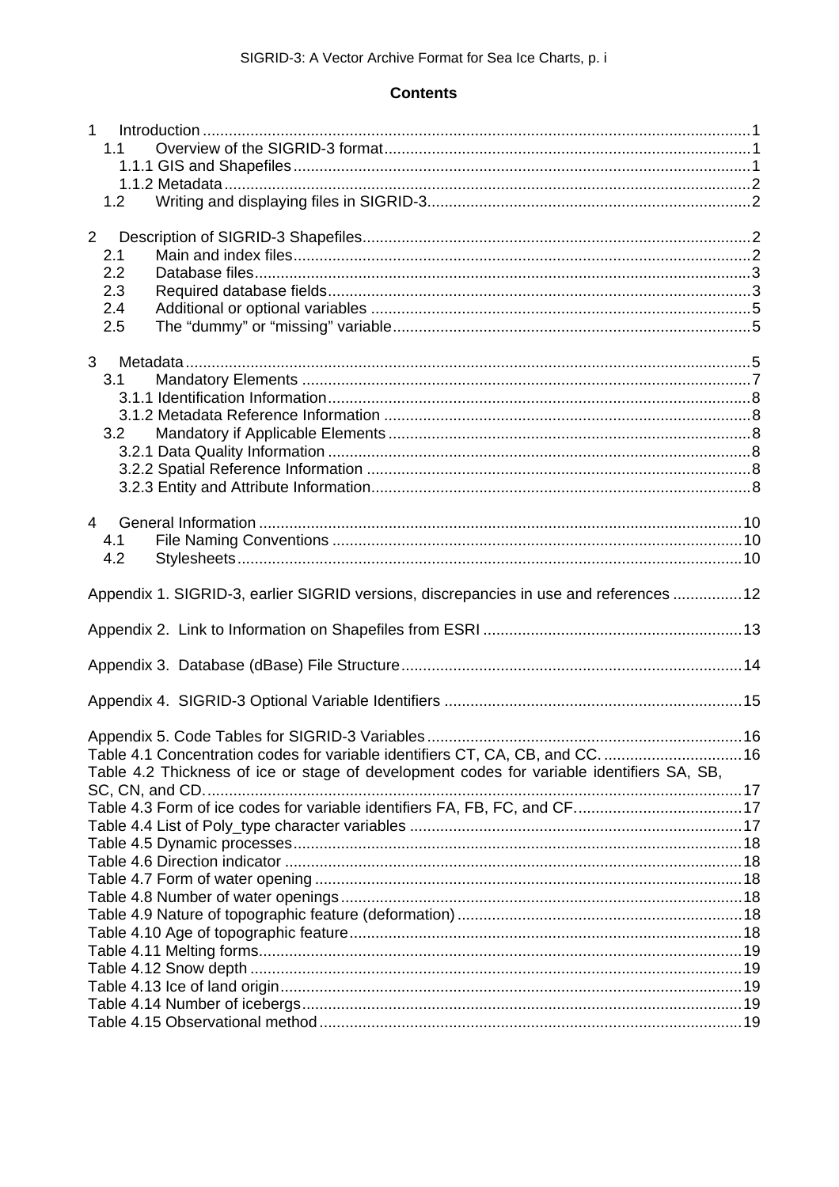**Contents**

1 Introduction .....1
  1.1 Overview of the SIGRID-3 format .....1
    1.1.1 GIS and Shapefiles .....1
    1.1.2 Metadata .....2
  1.2 Writing and displaying files in SIGRID-3 .....2

2 Description of SIGRID-3 Shapefiles .....2
  2.1 Main and index files .....2
  2.2 Database files .....3
  2.3 Required database fields .....3
  2.4 Additional or optional variables .....5
  2.5 The "dummy" or "missing" variable .....5

3 Metadata .....5
  3.1 Mandatory Elements .....7
    3.1.1 Identification Information .....8
    3.1.2 Metadata Reference Information .....8
  3.2 Mandatory if Applicable Elements .....8
    3.2.1 Data Quality Information .....8
    3.2.2 Spatial Reference Information .....8
    3.2.3 Entity and Attribute Information .....8

4 General Information .....10
  4.1 File Naming Conventions .....10
  4.2 Stylesheets .....10

Appendix 1. SIGRID-3, earlier SIGRID versions, discrepancies in use and references .....12

Appendix 2. Link to Information on Shapefiles from ESRI .....13

Appendix 3. Database (dBase) File Structure .....14

Appendix 4. SIGRID-3 Optional Variable Identifiers .....15

Appendix 5. Code Tables for SIGRID-3 Variables .....16
Table 4.1 Concentration codes for variable identifiers CT, CA, CB, and CC. .....16
Table 4.2 Thickness of ice or stage of development codes for variable identifiers SA, SB, SC, CN, and CD. .....17
Table 4.3 Form of ice codes for variable identifiers FA, FB, FC, and CF. .....17
Table 4.4 List of Poly_type character variables .....17
Table 4.5 Dynamic processes .....18
Table 4.6 Direction indicator .....18
Table 4.7 Form of water opening .....18
Table 4.8 Number of water openings .....18
Table 4.9 Nature of topographic feature (deformation) .....18
Table 4.10 Age of topographic feature .....18
Table 4.11 Melting forms .....19
Table 4.12 Snow depth .....19
Table 4.13 Ice of land origin .....19
Table 4.14 Number of icebergs .....19
Table 4.15 Observational method .....19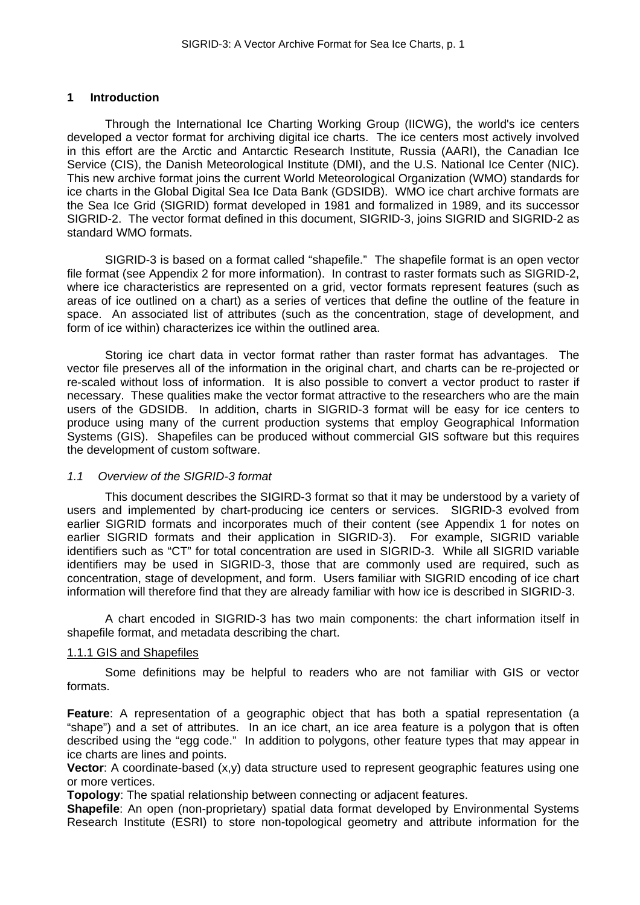# 1 Introduction

Through the International Ice Charting Working Group (IICWG), the world's ice centers developed a vector format for archiving digital ice charts. The ice centers most actively involved in this effort are the Arctic and Antarctic Research Institute, Russia (AARI), the Canadian Ice Service (CIS), the Danish Meteorological Institute (DMI), and the U.S. National Ice Center (NIC). This new archive format joins the current World Meteorological Organization (WMO) standards for ice charts in the Global Digital Sea Ice Data Bank (GDSIDB). WMO ice chart archive formats are the Sea Ice Grid (SIGRID) format developed in 1981 and formalized in 1989, and its successor SIGRID-2. The vector format defined in this document, SIGRID-3, joins SIGRID and SIGRID-2 as standard WMO formats.

SIGRID-3 is based on a format called "shapefile." The shapefile format is an open vector file format (see Appendix 2 for more information). In contrast to raster formats such as SIGRID-2, where ice characteristics are represented on a grid, vector formats represent features (such as areas of ice outlined on a chart) as a series of vertices that define the outline of the feature in space. An associated list of attributes (such as the concentration, stage of development, and form of ice within) characterizes ice within the outlined area.

Storing ice chart data in vector format rather than raster format has advantages. The vector file preserves all of the information in the original chart, and charts can be re-projected or re-scaled without loss of information. It is also possible to convert a vector product to raster if necessary. These qualities make the vector format attractive to the researchers who are the main users of the GDSIDB. In addition, charts in SIGRID-3 format will be easy for ice centers to produce using many of the current production systems that employ Geographical Information Systems (GIS). Shapefiles can be produced without commercial GIS software but this requires the development of custom software.

## *1.1 Overview of the SIGRID-3 format*

This document describes the SIGIRD-3 format so that it may be understood by a variety of users and implemented by chart-producing ice centers or services. SIGRID-3 evolved from earlier SIGRID formats and incorporates much of their content (see Appendix 1 for notes on earlier SIGRID formats and their application in SIGRID-3). For example, SIGRID variable identifiers such as "CT" for total concentration are used in SIGRID-3. While all SIGRID variable identifiers may be used in SIGRID-3, those that are commonly used are required, such as concentration, stage of development, and form. Users familiar with SIGRID encoding of ice chart information will therefore find that they are already familiar with how ice is described in SIGRID-3.

A chart encoded in SIGRID-3 has two main components: the chart information itself in shapefile format, and metadata describing the chart.

### <u>1.1.1 GIS and Shapefiles</u>

Some definitions may be helpful to readers who are not familiar with GIS or vector formats.

**Feature**: A representation of a geographic object that has both a spatial representation (a "shape") and a set of attributes. In an ice chart, an ice area feature is a polygon that is often described using the "egg code." In addition to polygons, other feature types that may appear in ice charts are lines and points.
**Vector**: A coordinate-based (x,y) data structure used to represent geographic features using one or more vertices.
**Topology**: The spatial relationship between connecting or adjacent features.
**Shapefile**: An open (non-proprietary) spatial data format developed by Environmental Systems Research Institute (ESRI) to store non-topological geometry and attribute information for the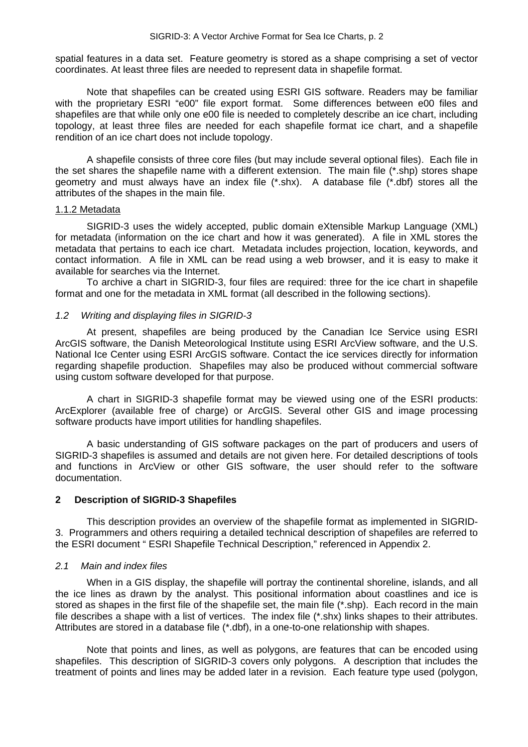spatial features in a data set. Feature geometry is stored as a shape comprising a set of vector coordinates. At least three files are needed to represent data in shapefile format.

Note that shapefiles can be created using ESRI GIS software. Readers may be familiar with the proprietary ESRI "e00" file export format. Some differences between e00 files and shapefiles are that while only one e00 file is needed to completely describe an ice chart, including topology, at least three files are needed for each shapefile format ice chart, and a shapefile rendition of an ice chart does not include topology.

A shapefile consists of three core files (but may include several optional files). Each file in the set shares the shapefile name with a different extension. The main file (*.shp) stores shape geometry and must always have an index file (*.shx). A database file (*.dbf) stores all the attributes of the shapes in the main file.

#### 1.1.2 Metadata

SIGRID-3 uses the widely accepted, public domain eXtensible Markup Language (XML) for metadata (information on the ice chart and how it was generated). A file in XML stores the metadata that pertains to each ice chart. Metadata includes projection, location, keywords, and contact information. A file in XML can be read using a web browser, and it is easy to make it available for searches via the Internet.

To archive a chart in SIGRID-3, four files are required: three for the ice chart in shapefile format and one for the metadata in XML format (all described in the following sections).

### *1.2 Writing and displaying files in SIGRID-3*

At present, shapefiles are being produced by the Canadian Ice Service using ESRI ArcGIS software, the Danish Meteorological Institute using ESRI ArcView software, and the U.S. National Ice Center using ESRI ArcGIS software. Contact the ice services directly for information regarding shapefile production. Shapefiles may also be produced without commercial software using custom software developed for that purpose.

A chart in SIGRID-3 shapefile format may be viewed using one of the ESRI products: ArcExplorer (available free of charge) or ArcGIS. Several other GIS and image processing software products have import utilities for handling shapefiles.

A basic understanding of GIS software packages on the part of producers and users of SIGRID-3 shapefiles is assumed and details are not given here. For detailed descriptions of tools and functions in ArcView or other GIS software, the user should refer to the software documentation.

## 2 Description of SIGRID-3 Shapefiles

This description provides an overview of the shapefile format as implemented in SIGRID-3. Programmers and others requiring a detailed technical description of shapefiles are referred to the ESRI document " ESRI Shapefile Technical Description," referenced in Appendix 2.

### *2.1 Main and index files*

When in a GIS display, the shapefile will portray the continental shoreline, islands, and all the ice lines as drawn by the analyst. This positional information about coastlines and ice is stored as shapes in the first file of the shapefile set, the main file (*.shp). Each record in the main file describes a shape with a list of vertices. The index file (*.shx) links shapes to their attributes. Attributes are stored in a database file (*.dbf), in a one-to-one relationship with shapes.

Note that points and lines, as well as polygons, are features that can be encoded using shapefiles. This description of SIGRID-3 covers only polygons. A description that includes the treatment of points and lines may be added later in a revision. Each feature type used (polygon,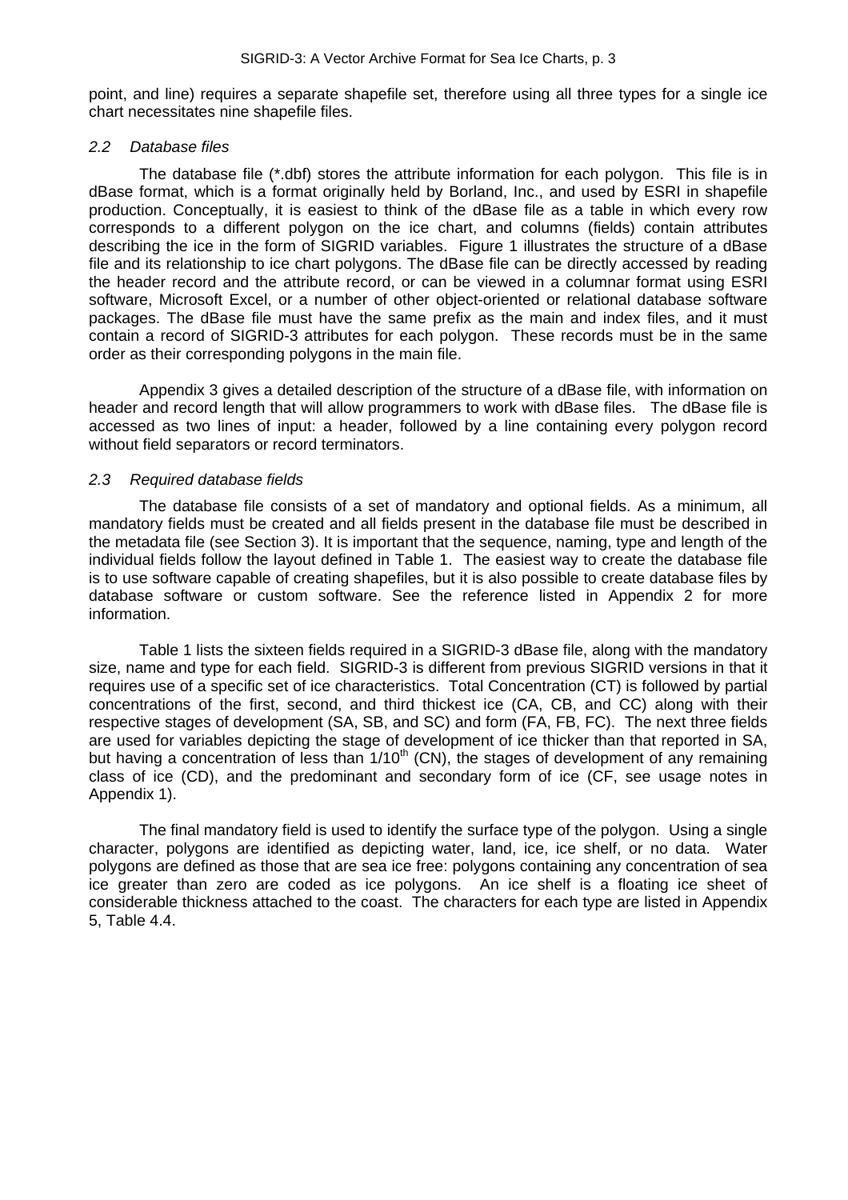point, and line) requires a separate shapefile set, therefore using all three types for a single ice chart necessitates nine shapefile files.

### *2.2 Database files*

The database file (*.dbf) stores the attribute information for each polygon. This file is in dBase format, which is a format originally held by Borland, Inc., and used by ESRI in shapefile production. Conceptually, it is easiest to think of the dBase file as a table in which every row corresponds to a different polygon on the ice chart, and columns (fields) contain attributes describing the ice in the form of SIGRID variables. Figure 1 illustrates the structure of a dBase file and its relationship to ice chart polygons. The dBase file can be directly accessed by reading the header record and the attribute record, or can be viewed in a columnar format using ESRI software, Microsoft Excel, or a number of other object-oriented or relational database software packages. The dBase file must have the same prefix as the main and index files, and it must contain a record of SIGRID-3 attributes for each polygon. These records must be in the same order as their corresponding polygons in the main file.

Appendix 3 gives a detailed description of the structure of a dBase file, with information on header and record length that will allow programmers to work with dBase files. The dBase file is accessed as two lines of input: a header, followed by a line containing every polygon record without field separators or record terminators.

### *2.3 Required database fields*

The database file consists of a set of mandatory and optional fields. As a minimum, all mandatory fields must be created and all fields present in the database file must be described in the metadata file (see Section 3). It is important that the sequence, naming, type and length of the individual fields follow the layout defined in Table 1. The easiest way to create the database file is to use software capable of creating shapefiles, but it is also possible to create database files by database software or custom software. See the reference listed in Appendix 2 for more information.

Table 1 lists the sixteen fields required in a SIGRID-3 dBase file, along with the mandatory size, name and type for each field. SIGRID-3 is different from previous SIGRID versions in that it requires use of a specific set of ice characteristics. Total Concentration (CT) is followed by partial concentrations of the first, second, and third thickest ice (CA, CB, and CC) along with their respective stages of development (SA, SB, and SC) and form (FA, FB, FC). The next three fields are used for variables depicting the stage of development of ice thicker than that reported in SA, but having a concentration of less than 1/10$^{th}$ (CN), the stages of development of any remaining class of ice (CD), and the predominant and secondary form of ice (CF, see usage notes in Appendix 1).

The final mandatory field is used to identify the surface type of the polygon. Using a single character, polygons are identified as depicting water, land, ice, ice shelf, or no data. Water polygons are defined as those that are sea ice free: polygons containing any concentration of sea ice greater than zero are coded as ice polygons. An ice shelf is a floating ice sheet of considerable thickness attached to the coast. The characters for each type are listed in Appendix 5, Table 4.4.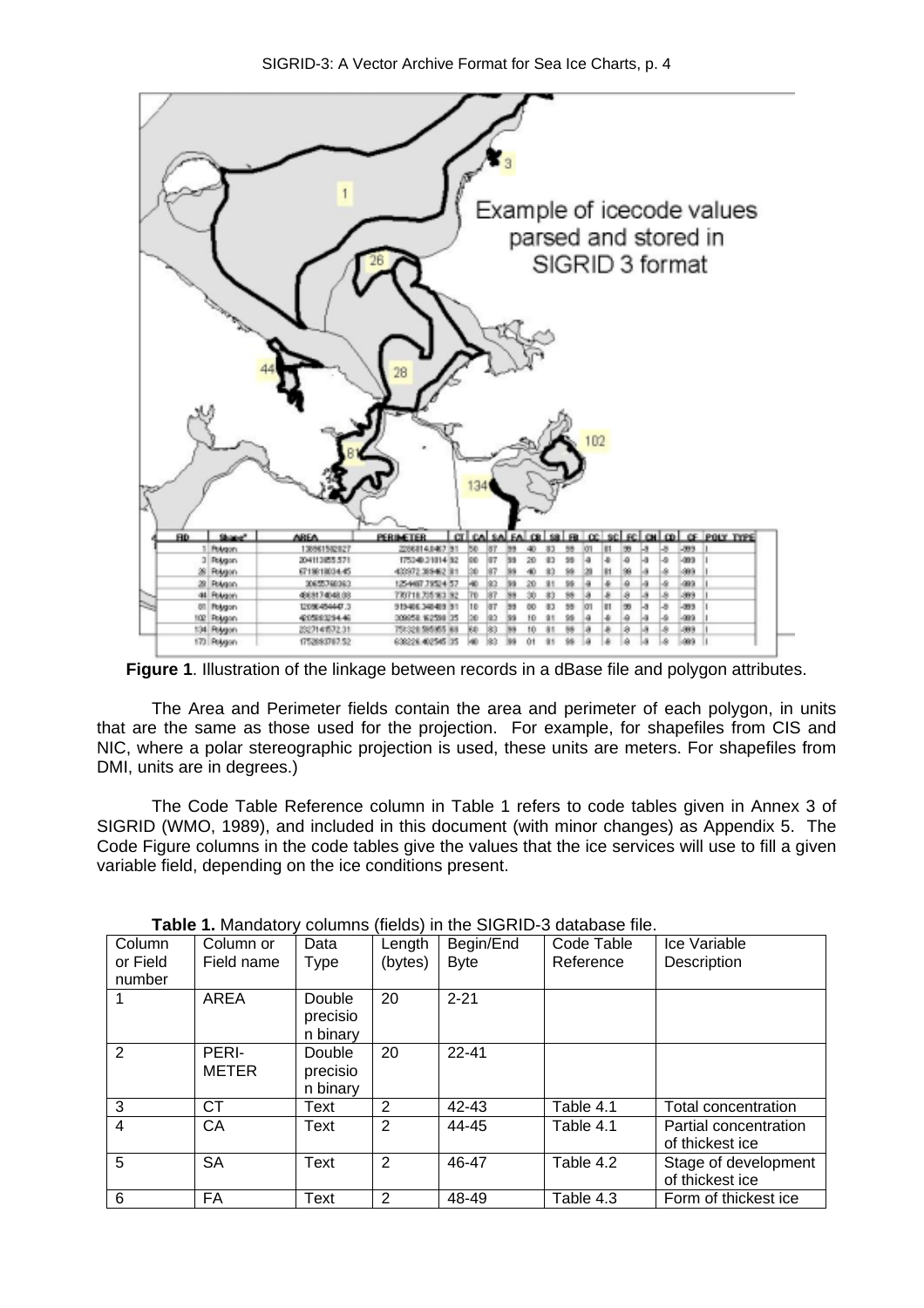**Figure 1**. Illustration of the linkage between records in a dBase file and polygon attributes.

The Area and Perimeter fields contain the area and perimeter of each polygon, in units that are the same as those used for the projection. For example, for shapefiles from CIS and NIC, where a polar stereographic projection is used, these units are meters. For shapefiles from DMI, units are in degrees.)

The Code Table Reference column in Table 1 refers to code tables given in Annex 3 of SIGRID (WMO, 1989), and included in this document (with minor changes) as Appendix 5. The Code Figure columns in the code tables give the values that the ice services will use to fill a given variable field, depending on the ice conditions present.

**Table 1.** Mandatory columns (fields) in the SIGRID-3 database file.

| Column or Field number | Column or Field name | Data Type | Length (bytes) | Begin/End Byte | Code Table Reference | Ice Variable Description |
|---|---|---|---|---|---|---|
| 1 | AREA | Double precision binary | 20 | 2-21 | | |
| 2 | PERI-METER | Double precision binary | 20 | 22-41 | | |
| 3 | CT | Text | 2 | 42-43 | Table 4.1 | Total concentration |
| 4 | CA | Text | 2 | 44-45 | Table 4.1 | Partial concentration of thickest ice |
| 5 | SA | Text | 2 | 46-47 | Table 4.2 | Stage of development of thickest ice |
| 6 | FA | Text | 2 | 48-49 | Table 4.3 | Form of thickest ice |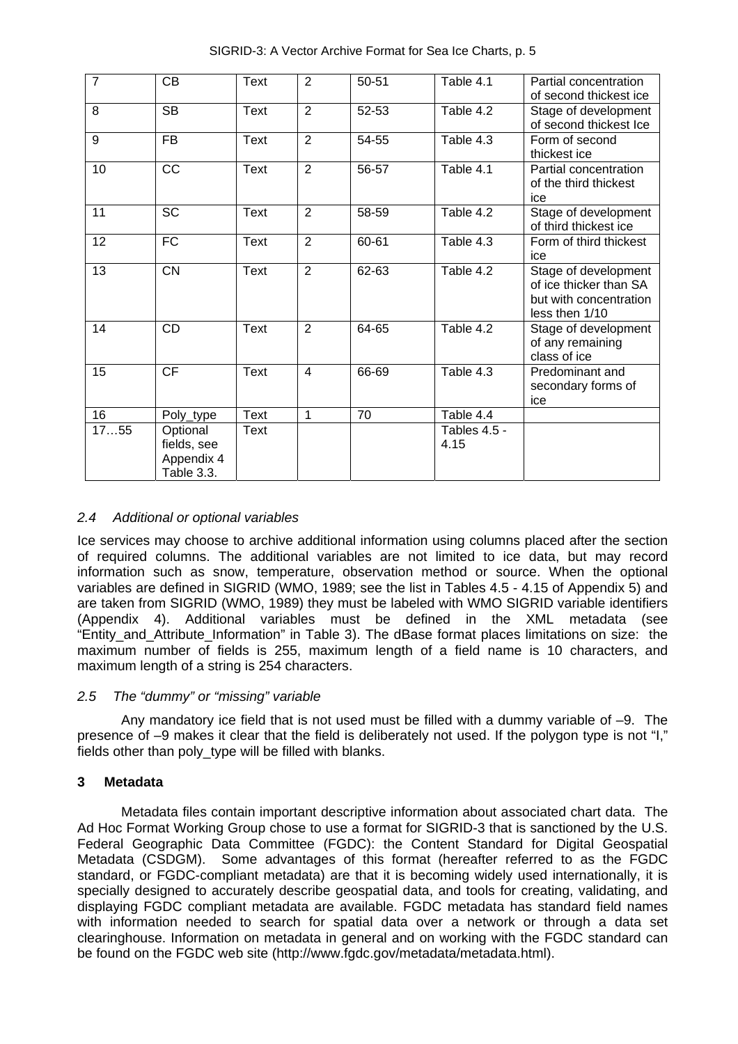| 7 | CB | Text | 2 | 50-51 | Table 4.1 | Partial concentration of second thickest ice |
|---|---|---|---|---|---|---|
| 8 | SB | Text | 2 | 52-53 | Table 4.2 | Stage of development of second thickest Ice |
| 9 | FB | Text | 2 | 54-55 | Table 4.3 | Form of second thickest ice |
| 10 | CC | Text | 2 | 56-57 | Table 4.1 | Partial concentration of the third thickest ice |
| 11 | SC | Text | 2 | 58-59 | Table 4.2 | Stage of development of third thickest ice |
| 12 | FC | Text | 2 | 60-61 | Table 4.3 | Form of third thickest ice |
| 13 | CN | Text | 2 | 62-63 | Table 4.2 | Stage of development of ice thicker than SA but with concentration less then 1/10 |
| 14 | CD | Text | 2 | 64-65 | Table 4.2 | Stage of development of any remaining class of ice |
| 15 | CF | Text | 4 | 66-69 | Table 4.3 | Predominant and secondary forms of ice |
| 16 | Poly_type | Text | 1 | 70 | Table 4.4 | |
| 17…55 | Optional fields, see Appendix 4 Table 3.3. | Text | | | Tables 4.5 - 4.15 | |

### *2.4 Additional or optional variables*

Ice services may choose to archive additional information using columns placed after the section of required columns. The additional variables are not limited to ice data, but may record information such as snow, temperature, observation method or source. When the optional variables are defined in SIGRID (WMO, 1989; see the list in Tables 4.5 - 4.15 of Appendix 5) and are taken from SIGRID (WMO, 1989) they must be labeled with WMO SIGRID variable identifiers (Appendix 4). Additional variables must be defined in the XML metadata (see "Entity_and_Attribute_Information" in Table 3). The dBase format places limitations on size: the maximum number of fields is 255, maximum length of a field name is 10 characters, and maximum length of a string is 254 characters.

### *2.5 The "dummy" or "missing" variable*

Any mandatory ice field that is not used must be filled with a dummy variable of –9. The presence of –9 makes it clear that the field is deliberately not used. If the polygon type is not "I," fields other than poly_type will be filled with blanks.

## 3 Metadata

Metadata files contain important descriptive information about associated chart data. The Ad Hoc Format Working Group chose to use a format for SIGRID-3 that is sanctioned by the U.S. Federal Geographic Data Committee (FGDC): the Content Standard for Digital Geospatial Metadata (CSDGM). Some advantages of this format (hereafter referred to as the FGDC standard, or FGDC-compliant metadata) are that it is becoming widely used internationally, it is specially designed to accurately describe geospatial data, and tools for creating, validating, and displaying FGDC compliant metadata are available. FGDC metadata has standard field names with information needed to search for spatial data over a network or through a data set clearinghouse. Information on metadata in general and on working with the FGDC standard can be found on the FGDC web site (http://www.fgdc.gov/metadata/metadata.html).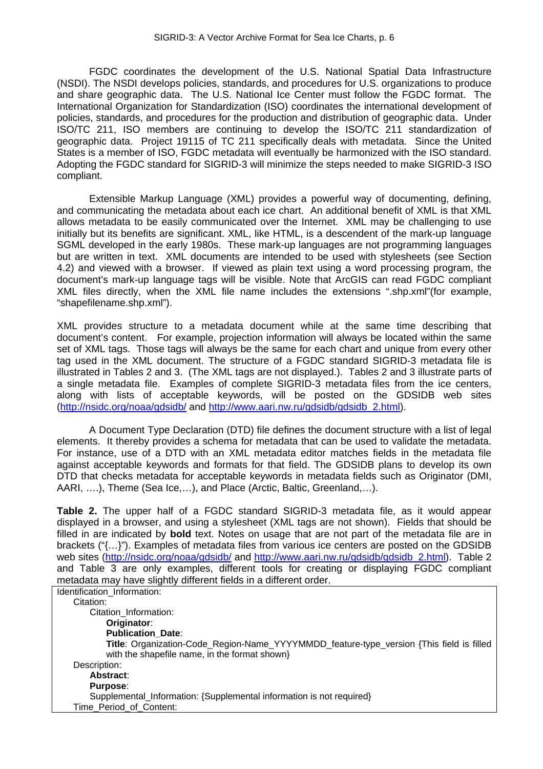FGDC coordinates the development of the U.S. National Spatial Data Infrastructure (NSDI). The NSDI develops policies, standards, and procedures for U.S. organizations to produce and share geographic data. The U.S. National Ice Center must follow the FGDC format. The International Organization for Standardization (ISO) coordinates the international development of policies, standards, and procedures for the production and distribution of geographic data. Under ISO/TC 211, ISO members are continuing to develop the ISO/TC 211 standardization of geographic data. Project 19115 of TC 211 specifically deals with metadata. Since the United States is a member of ISO, FGDC metadata will eventually be harmonized with the ISO standard. Adopting the FGDC standard for SIGRID-3 will minimize the steps needed to make SIGRID-3 ISO compliant.

Extensible Markup Language (XML) provides a powerful way of documenting, defining, and communicating the metadata about each ice chart. An additional benefit of XML is that XML allows metadata to be easily communicated over the Internet. XML may be challenging to use initially but its benefits are significant. XML, like HTML, is a descendent of the mark-up language SGML developed in the early 1980s. These mark-up languages are not programming languages but are written in text. XML documents are intended to be used with stylesheets (see Section 4.2) and viewed with a browser. If viewed as plain text using a word processing program, the document's mark-up language tags will be visible. Note that ArcGIS can read FGDC compliant XML files directly, when the XML file name includes the extensions ".shp.xml"(for example, "shapefilename.shp.xml").

XML provides structure to a metadata document while at the same time describing that document's content. For example, projection information will always be located within the same set of XML tags. Those tags will always be the same for each chart and unique from every other tag used in the XML document. The structure of a FGDC standard SIGRID-3 metadata file is illustrated in Tables 2 and 3. (The XML tags are not displayed.). Tables 2 and 3 illustrate parts of a single metadata file. Examples of complete SIGRID-3 metadata files from the ice centers, along with lists of acceptable keywords, will be posted on the GDSIDB web sites (http://nsidc.org/noaa/gdsidb/ and http://www.aari.nw.ru/gdsidb/gdsidb_2.html).

A Document Type Declaration (DTD) file defines the document structure with a list of legal elements. It thereby provides a schema for metadata that can be used to validate the metadata. For instance, use of a DTD with an XML metadata editor matches fields in the metadata file against acceptable keywords and formats for that field. The GDSIDB plans to develop its own DTD that checks metadata for acceptable keywords in metadata fields such as Originator (DMI, AARI, ….), Theme (Sea Ice,…), and Place (Arctic, Baltic, Greenland,…).

**Table 2.** The upper half of a FGDC standard SIGRID-3 metadata file, as it would appear displayed in a browser, and using a stylesheet (XML tags are not shown). Fields that should be filled in are indicated by **bold** text. Notes on usage that are not part of the metadata file are in brackets ("{…}"). Examples of metadata files from various ice centers are posted on the GDSIDB web sites (http://nsidc.org/noaa/gdsidb/ and http://www.aari.nw.ru/gdsidb/gdsidb_2.html). Table 2 and Table 3 are only examples, different tools for creating or displaying FGDC compliant metadata may have slightly different fields in a different order.

Identification_Information:
- Citation:
  - Citation_Information:
    - **Originator**:
    - **Publication_Date**:
    - **Title**: Organization-Code_Region-Name_YYYYMMDD_feature-type_version {This field is filled with the shapefile name, in the format shown}
- Description:
  - **Abstract**:
  - **Purpose**:
  - Supplemental_Information: {Supplemental information is not required}
- Time_Period_of_Content: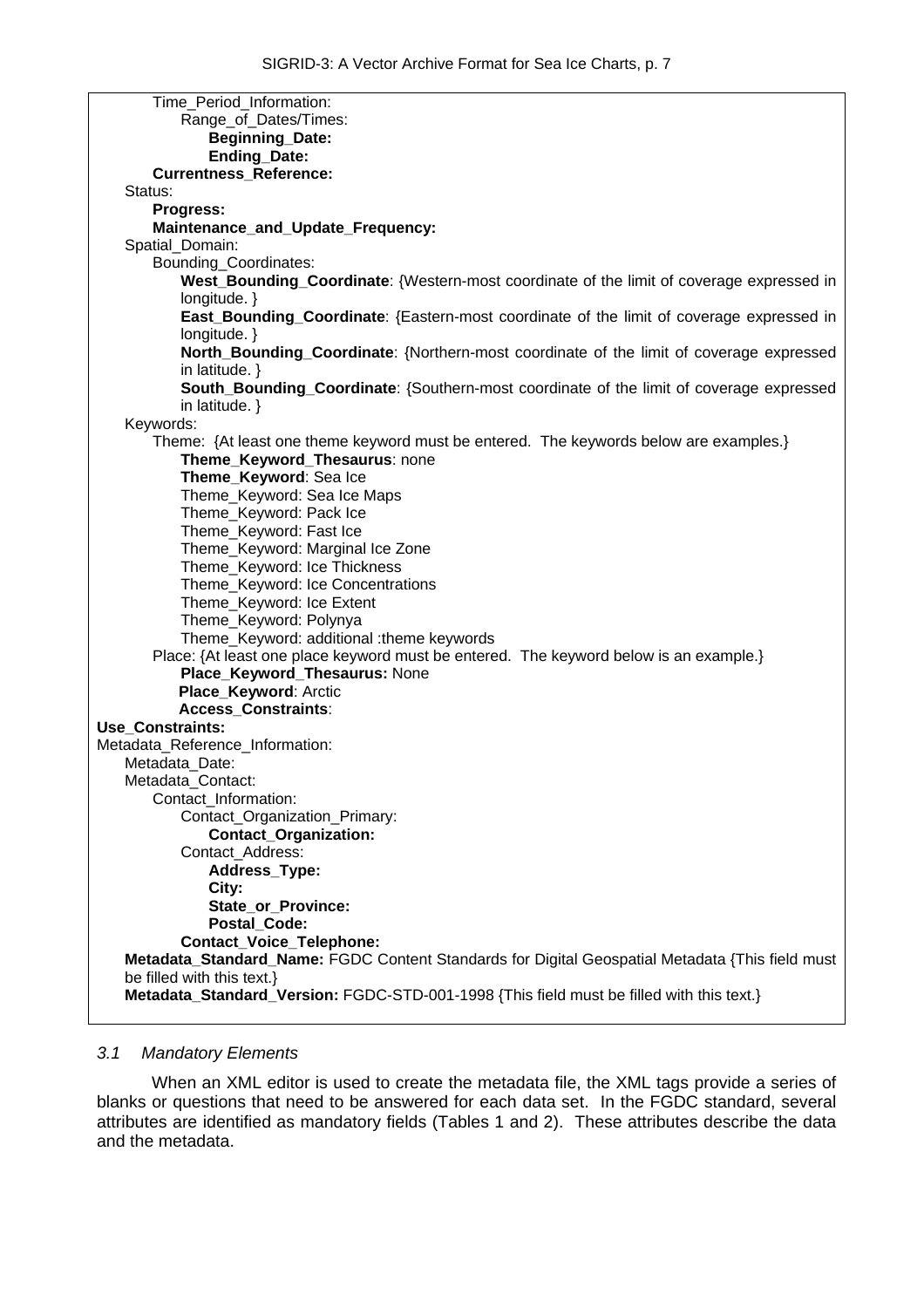```
        Time_Period_Information:
            Range_of_Dates/Times:
                Beginning_Date:
                Ending_Date:
        Currentness_Reference:
    Status:
        Progress:
        Maintenance_and_Update_Frequency:
    Spatial_Domain:
        Bounding_Coordinates:
            West_Bounding_Coordinate: {Western-most coordinate of the limit of coverage expressed in longitude. }
            East_Bounding_Coordinate: {Eastern-most coordinate of the limit of coverage expressed in longitude. }
            North_Bounding_Coordinate: {Northern-most coordinate of the limit of coverage expressed in latitude. }
            South_Bounding_Coordinate: {Southern-most coordinate of the limit of coverage expressed in latitude. }
    Keywords:
        Theme:  {At least one theme keyword must be entered.  The keywords below are examples.}
            Theme_Keyword_Thesaurus: none
            Theme_Keyword: Sea Ice
            Theme_Keyword: Sea Ice Maps
            Theme_Keyword: Pack Ice
            Theme_Keyword: Fast Ice
            Theme_Keyword: Marginal Ice Zone
            Theme_Keyword: Ice Thickness
            Theme_Keyword: Ice Concentrations
            Theme_Keyword: Ice Extent
            Theme_Keyword: Polynya
            Theme_Keyword: additional :theme keywords
        Place: {At least one place keyword must be entered.  The keyword below is an example.}
            Place_Keyword_Thesaurus: None
            Place_Keyword: Arctic
            Access_Constraints:
Use_Constraints:
Metadata_Reference_Information:
    Metadata_Date:
    Metadata_Contact:
        Contact_Information:
            Contact_Organization_Primary:
                Contact_Organization:
            Contact_Address:
                Address_Type:
                City:
                State_or_Province:
                Postal_Code:
            Contact_Voice_Telephone:
    Metadata_Standard_Name: FGDC Content Standards for Digital Geospatial Metadata {This field must be filled with this text.}
    Metadata_Standard_Version: FGDC-STD-001-1998 {This field must be filled with this text.}
```

### *3.1 Mandatory Elements*

When an XML editor is used to create the metadata file, the XML tags provide a series of blanks or questions that need to be answered for each data set. In the FGDC standard, several attributes are identified as mandatory fields (Tables 1 and 2). These attributes describe the data and the metadata.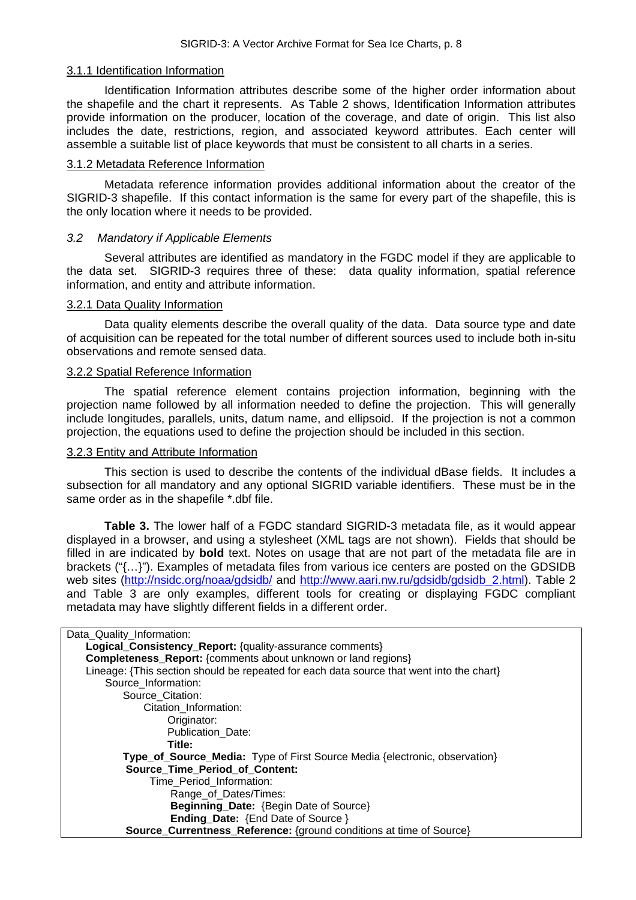### 3.1.1 Identification Information

Identification Information attributes describe some of the higher order information about the shapefile and the chart it represents. As Table 2 shows, Identification Information attributes provide information on the producer, location of the coverage, and date of origin. This list also includes the date, restrictions, region, and associated keyword attributes. Each center will assemble a suitable list of place keywords that must be consistent to all charts in a series.

### 3.1.2 Metadata Reference Information

Metadata reference information provides additional information about the creator of the SIGRID-3 shapefile. If this contact information is the same for every part of the shapefile, this is the only location where it needs to be provided.

## *3.2 Mandatory if Applicable Elements*

Several attributes are identified as mandatory in the FGDC model if they are applicable to the data set. SIGRID-3 requires three of these: data quality information, spatial reference information, and entity and attribute information.

### 3.2.1 Data Quality Information

Data quality elements describe the overall quality of the data. Data source type and date of acquisition can be repeated for the total number of different sources used to include both in-situ observations and remote sensed data.

### 3.2.2 Spatial Reference Information

The spatial reference element contains projection information, beginning with the projection name followed by all information needed to define the projection. This will generally include longitudes, parallels, units, datum name, and ellipsoid. If the projection is not a common projection, the equations used to define the projection should be included in this section.

### 3.2.3 Entity and Attribute Information

This section is used to describe the contents of the individual dBase fields. It includes a subsection for all mandatory and any optional SIGRID variable identifiers. These must be in the same order as in the shapefile *.dbf file.

**Table 3.** The lower half of a FGDC standard SIGRID-3 metadata file, as it would appear displayed in a browser, and using a stylesheet (XML tags are not shown). Fields that should be filled in are indicated by **bold** text. Notes on usage that are not part of the metadata file are in brackets ("{…}"). Examples of metadata files from various ice centers are posted on the GDSIDB web sites (http://nsidc.org/noaa/gdsidb/ and http://www.aari.nw.ru/gdsidb/gdsidb_2.html). Table 2 and Table 3 are only examples, different tools for creating or displaying FGDC compliant metadata may have slightly different fields in a different order.

```
Data_Quality_Information:
    Logical_Consistency_Report: {quality-assurance comments}
    Completeness_Report: {comments about unknown or land regions}
    Lineage: {This section should be repeated for each data source that went into the chart}
        Source_Information:
            Source_Citation:
                Citation_Information:
                    Originator:
                    Publication_Date:
                    Title:
            Type_of_Source_Media: Type of First Source Media {electronic, observation}
            Source_Time_Period_of_Content:
                Time_Period_Information:
                    Range_of_Dates/Times:
                    Beginning_Date: {Begin Date of Source}
                    Ending_Date: {End Date of Source }
            Source_Currentness_Reference: {ground conditions at time of Source}
```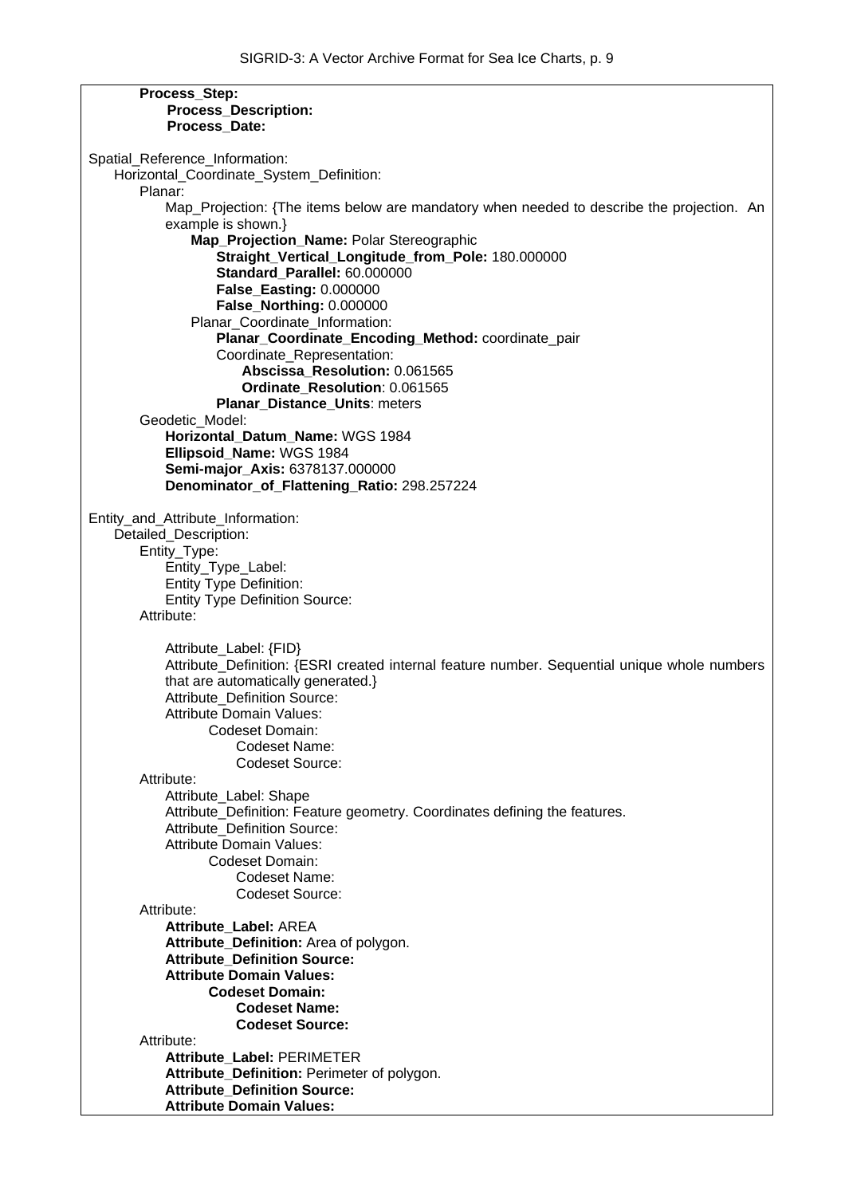**Process_Step:**
**Process_Description:**
**Process_Date:**

Spatial_Reference_Information:
Horizontal_Coordinate_System_Definition:
Planar:
Map_Projection: {The items below are mandatory when needed to describe the projection. An example is shown.}
**Map_Projection_Name:** Polar Stereographic
**Straight_Vertical_Longitude_from_Pole:** 180.000000
**Standard_Parallel:** 60.000000
**False_Easting:** 0.000000
**False_Northing:** 0.000000
Planar_Coordinate_Information:
**Planar_Coordinate_Encoding_Method:** coordinate_pair
Coordinate_Representation:
**Abscissa_Resolution:** 0.061565
**Ordinate_Resolution**: 0.061565
**Planar_Distance_Units**: meters
Geodetic_Model:
**Horizontal_Datum_Name:** WGS 1984
**Ellipsoid_Name:** WGS 1984
**Semi-major_Axis:** 6378137.000000
**Denominator_of_Flattening_Ratio:** 298.257224

Entity_and_Attribute_Information:
Detailed_Description:
Entity_Type:
Entity_Type_Label:
Entity Type Definition:
Entity Type Definition Source:
Attribute:

Attribute_Label: {FID}
Attribute_Definition: {ESRI created internal feature number. Sequential unique whole numbers that are automatically generated.}
Attribute_Definition Source:
Attribute Domain Values:
Codeset Domain:
Codeset Name:
Codeset Source:
Attribute:
Attribute_Label: Shape
Attribute_Definition: Feature geometry. Coordinates defining the features.
Attribute_Definition Source:
Attribute Domain Values:
Codeset Domain:
Codeset Name:
Codeset Source:
Attribute:
**Attribute_Label:** AREA
**Attribute_Definition:** Area of polygon.
**Attribute_Definition Source:**
**Attribute Domain Values:**
**Codeset Domain:**
**Codeset Name:**
**Codeset Source:**
Attribute:
**Attribute_Label:** PERIMETER
**Attribute_Definition:** Perimeter of polygon.
**Attribute_Definition Source:**
**Attribute Domain Values:**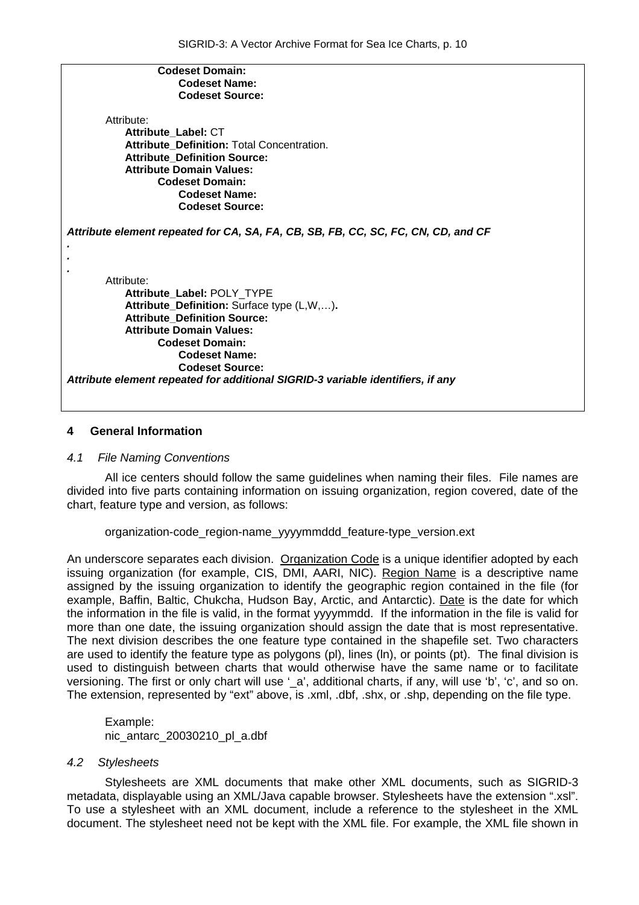**Codeset Domain:**
**Codeset Name:**
**Codeset Source:**

Attribute:
**Attribute_Label:** CT
**Attribute_Definition:** Total Concentration.
**Attribute_Definition Source:**
**Attribute Domain Values:**
**Codeset Domain:**
**Codeset Name:**
**Codeset Source:**

***Attribute element repeated for CA, SA, FA, CB, SB, FB, CC, SC, FC, CN, CD, and CF***

***.***
***.***
***.***

Attribute:
**Attribute_Label:** POLY_TYPE
**Attribute_Definition:** Surface type (L,W,…)**.**
**Attribute_Definition Source:**
**Attribute Domain Values:**
**Codeset Domain:**
**Codeset Name:**
**Codeset Source:**

***Attribute element repeated for additional SIGRID-3 variable identifiers, if any***

## 4 General Information

### *4.1 File Naming Conventions*

All ice centers should follow the same guidelines when naming their files. File names are divided into five parts containing information on issuing organization, region covered, date of the chart, feature type and version, as follows:

organization-code_region-name_yyyymmddd_feature-type_version.ext

An underscore separates each division. Organization Code is a unique identifier adopted by each issuing organization (for example, CIS, DMI, AARI, NIC). Region Name is a descriptive name assigned by the issuing organization to identify the geographic region contained in the file (for example, Baffin, Baltic, Chukcha, Hudson Bay, Arctic, and Antarctic). Date is the date for which the information in the file is valid, in the format yyyymmdd. If the information in the file is valid for more than one date, the issuing organization should assign the date that is most representative. The next division describes the one feature type contained in the shapefile set. Two characters are used to identify the feature type as polygons (pl), lines (ln), or points (pt). The final division is used to distinguish between charts that would otherwise have the same name or to facilitate versioning. The first or only chart will use '_a', additional charts, if any, will use 'b', 'c', and so on. The extension, represented by "ext" above, is .xml, .dbf, .shx, or .shp, depending on the file type.

Example:
nic_antarc_20030210_pl_a.dbf

### *4.2 Stylesheets*

Stylesheets are XML documents that make other XML documents, such as SIGRID-3 metadata, displayable using an XML/Java capable browser. Stylesheets have the extension ".xsl". To use a stylesheet with an XML document, include a reference to the stylesheet in the XML document. The stylesheet need not be kept with the XML file. For example, the XML file shown in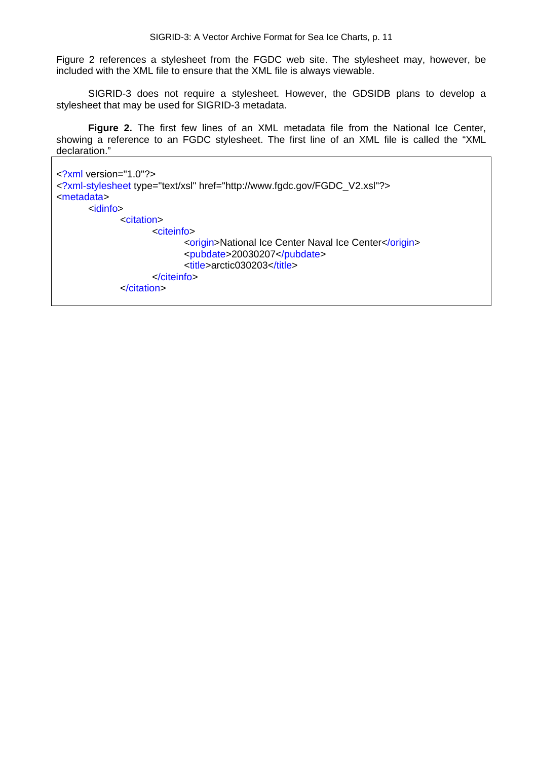Figure 2 references a stylesheet from the FGDC web site. The stylesheet may, however, be included with the XML file to ensure that the XML file is always viewable.

SIGRID-3 does not require a stylesheet. However, the GDSIDB plans to develop a stylesheet that may be used for SIGRID-3 metadata.

**Figure 2.** The first few lines of an XML metadata file from the National Ice Center, showing a reference to an FGDC stylesheet. The first line of an XML file is called the "XML declaration."

```
<?xml version="1.0"?>
<?xml-stylesheet type="text/xsl" href="http://www.fgdc.gov/FGDC_V2.xsl"?>
<metadata>
	<idinfo>
		<citation>
			<citeinfo>
				<origin>National Ice Center Naval Ice Center</origin>
				<pubdate>20030207</pubdate>
				<title>arctic030203</title>
			</citeinfo>
		</citation>
```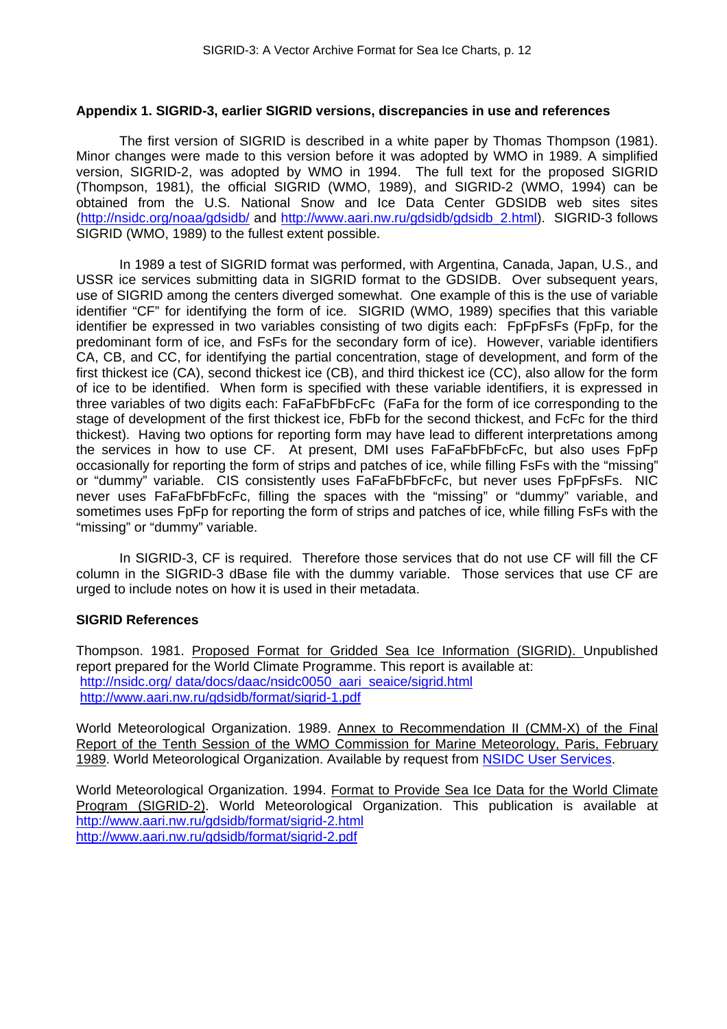## Appendix 1. SIGRID-3, earlier SIGRID versions, discrepancies in use and references

The first version of SIGRID is described in a white paper by Thomas Thompson (1981). Minor changes were made to this version before it was adopted by WMO in 1989. A simplified version, SIGRID-2, was adopted by WMO in 1994. The full text for the proposed SIGRID (Thompson, 1981), the official SIGRID (WMO, 1989), and SIGRID-2 (WMO, 1994) can be obtained from the U.S. National Snow and Ice Data Center GDSIDB web sites sites (http://nsidc.org/noaa/gdsidb/ and http://www.aari.nw.ru/gdsidb/gdsidb_2.html). SIGRID-3 follows SIGRID (WMO, 1989) to the fullest extent possible.

In 1989 a test of SIGRID format was performed, with Argentina, Canada, Japan, U.S., and USSR ice services submitting data in SIGRID format to the GDSIDB. Over subsequent years, use of SIGRID among the centers diverged somewhat. One example of this is the use of variable identifier "CF" for identifying the form of ice. SIGRID (WMO, 1989) specifies that this variable identifier be expressed in two variables consisting of two digits each: FpFpFsFs (FpFp, for the predominant form of ice, and FsFs for the secondary form of ice). However, variable identifiers CA, CB, and CC, for identifying the partial concentration, stage of development, and form of the first thickest ice (CA), second thickest ice (CB), and third thickest ice (CC), also allow for the form of ice to be identified. When form is specified with these variable identifiers, it is expressed in three variables of two digits each: FaFaFbFbFcFc (FaFa for the form of ice corresponding to the stage of development of the first thickest ice, FbFb for the second thickest, and FcFc for the third thickest). Having two options for reporting form may have lead to different interpretations among the services in how to use CF. At present, DMI uses FaFaFbFbFcFc, but also uses FpFp occasionally for reporting the form of strips and patches of ice, while filling FsFs with the "missing" or "dummy" variable. CIS consistently uses FaFaFbFbFcFc, but never uses FpFpFsFs. NIC never uses FaFaFbFbFcFc, filling the spaces with the "missing" or "dummy" variable, and sometimes uses FpFp for reporting the form of strips and patches of ice, while filling FsFs with the "missing" or "dummy" variable.

In SIGRID-3, CF is required. Therefore those services that do not use CF will fill the CF column in the SIGRID-3 dBase file with the dummy variable. Those services that use CF are urged to include notes on how it is used in their metadata.

### SIGRID References

Thompson. 1981. Proposed Format for Gridded Sea Ice Information (SIGRID). Unpublished report prepared for the World Climate Programme. This report is available at:
http://nsidc.org/ data/docs/daac/nsidc0050_aari_seaice/sigrid.html
http://www.aari.nw.ru/gdsidb/format/sigrid-1.pdf

World Meteorological Organization. 1989. Annex to Recommendation II (CMM-X) of the Final Report of the Tenth Session of the WMO Commission for Marine Meteorology, Paris, February 1989. World Meteorological Organization. Available by request from NSIDC User Services.

World Meteorological Organization. 1994. Format to Provide Sea Ice Data for the World Climate Program (SIGRID-2). World Meteorological Organization. This publication is available at
http://www.aari.nw.ru/gdsidb/format/sigrid-2.html
http://www.aari.nw.ru/gdsidb/format/sigrid-2.pdf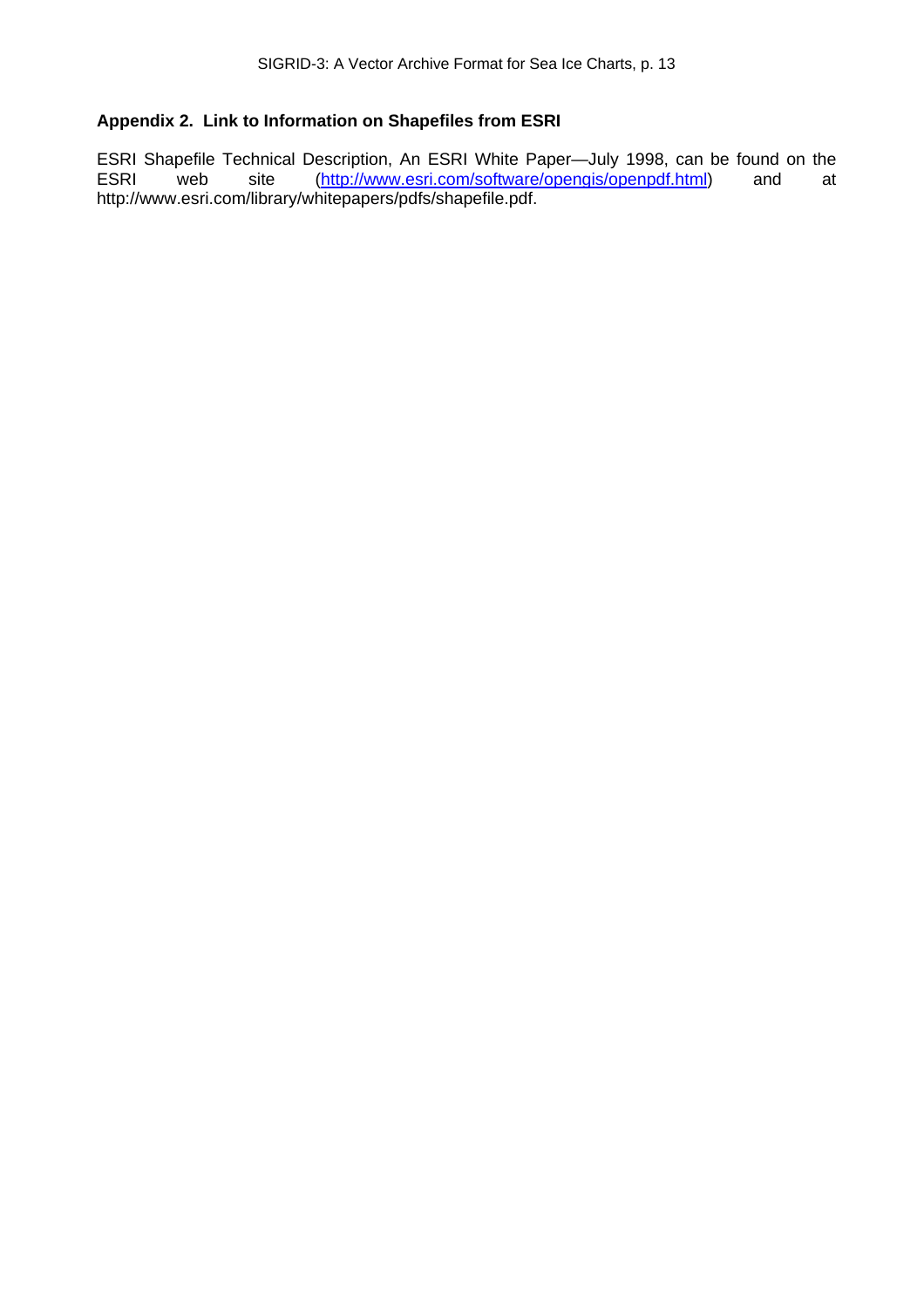## Appendix 2. Link to Information on Shapefiles from ESRI

ESRI Shapefile Technical Description, An ESRI White Paper—July 1998, can be found on the ESRI web site ([http://www.esri.com/software/opengis/openpdf.html](http://www.esri.com/software/opengis/openpdf.html)) and at http://www.esri.com/library/whitepapers/pdfs/shapefile.pdf.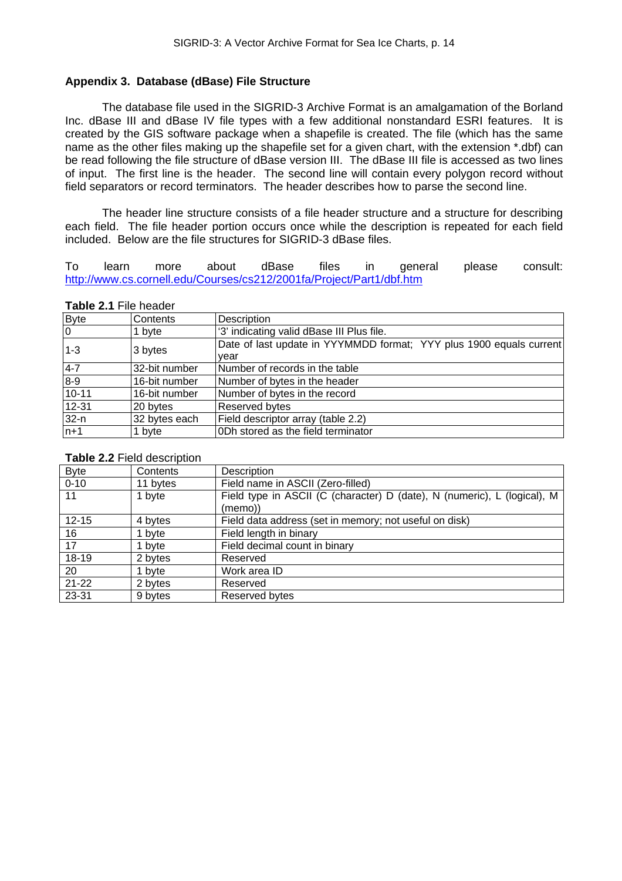### Appendix 3. Database (dBase) File Structure

The database file used in the SIGRID-3 Archive Format is an amalgamation of the Borland Inc. dBase III and dBase IV file types with a few additional nonstandard ESRI features. It is created by the GIS software package when a shapefile is created. The file (which has the same name as the other files making up the shapefile set for a given chart, with the extension *.dbf) can be read following the file structure of dBase version III. The dBase III file is accessed as two lines of input. The first line is the header. The second line will contain every polygon record without field separators or record terminators. The header describes how to parse the second line.

The header line structure consists of a file header structure and a structure for describing each field. The file header portion occurs once while the description is repeated for each field included. Below are the file structures for SIGRID-3 dBase files.

To learn more about dBase files in general please consult: http://www.cs.cornell.edu/Courses/cs212/2001fa/Project/Part1/dbf.htm

**Table 2.1** File header

| Byte | Contents | Description |
|---|---|---|
| 0 | 1 byte | '3' indicating valid dBase III Plus file. |
| 1-3 | 3 bytes | Date of last update in YYMMDD format; YYY plus 1900 equals current year |
| 4-7 | 32-bit number | Number of records in the table |
| 8-9 | 16-bit number | Number of bytes in the header |
| 10-11 | 16-bit number | Number of bytes in the record |
| 12-31 | 20 bytes | Reserved bytes |
| 32-n | 32 bytes each | Field descriptor array (table 2.2) |
| n+1 | 1 byte | 0Dh stored as the field terminator |

**Table 2.2** Field description

| Byte | Contents | Description |
|---|---|---|
| 0-10 | 11 bytes | Field name in ASCII (Zero-filled) |
| 11 | 1 byte | Field type in ASCII (C (character) D (date), N (numeric), L (logical), M (memo)) |
| 12-15 | 4 bytes | Field data address (set in memory; not useful on disk) |
| 16 | 1 byte | Field length in binary |
| 17 | 1 byte | Field decimal count in binary |
| 18-19 | 2 bytes | Reserved |
| 20 | 1 byte | Work area ID |
| 21-22 | 2 bytes | Reserved |
| 23-31 | 9 bytes | Reserved bytes |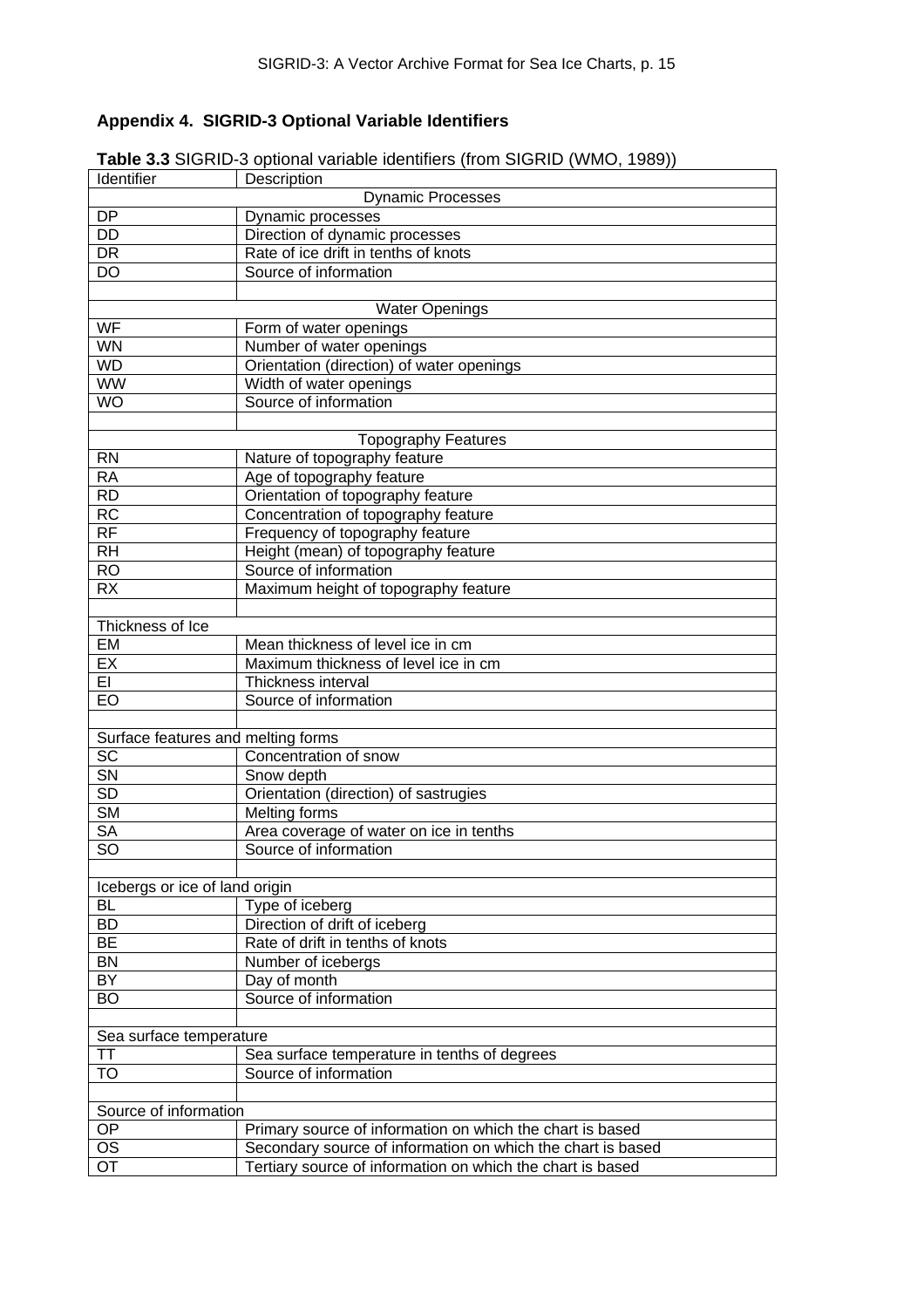## Appendix 4. SIGRID-3 Optional Variable Identifiers

**Table 3.3** SIGRID-3 optional variable identifiers (from SIGRID (WMO, 1989))

| Identifier | Description |
|---|---|
| Dynamic Processes | |
| DP | Dynamic processes |
| DD | Direction of dynamic processes |
| DR | Rate of ice drift in tenths of knots |
| DO | Source of information |
| | |
| Water Openings | |
| WF | Form of water openings |
| WN | Number of water openings |
| WD | Orientation (direction) of water openings |
| WW | Width of water openings |
| WO | Source of information |
| | |
| Topography Features | |
| RN | Nature of topography feature |
| RA | Age of topography feature |
| RD | Orientation of topography feature |
| RC | Concentration of topography feature |
| RF | Frequency of topography feature |
| RH | Height (mean) of topography feature |
| RO | Source of information |
| RX | Maximum height of topography feature |
| | |
| Thickness of Ice | |
| EM | Mean thickness of level ice in cm |
| EX | Maximum thickness of level ice in cm |
| EI | Thickness interval |
| EO | Source of information |
| | |
| Surface features and melting forms | |
| SC | Concentration of snow |
| SN | Snow depth |
| SD | Orientation (direction) of sastrugies |
| SM | Melting forms |
| SA | Area coverage of water on ice in tenths |
| SO | Source of information |
| | |
| Icebergs or ice of land origin | |
| BL | Type of iceberg |
| BD | Direction of drift of iceberg |
| BE | Rate of drift in tenths of knots |
| BN | Number of icebergs |
| BY | Day of month |
| BO | Source of information |
| | |
| Sea surface temperature | |
| TT | Sea surface temperature in tenths of degrees |
| TO | Source of information |
| | |
| Source of information | |
| OP | Primary source of information on which the chart is based |
| OS | Secondary source of information on which the chart is based |
| OT | Tertiary source of information on which the chart is based |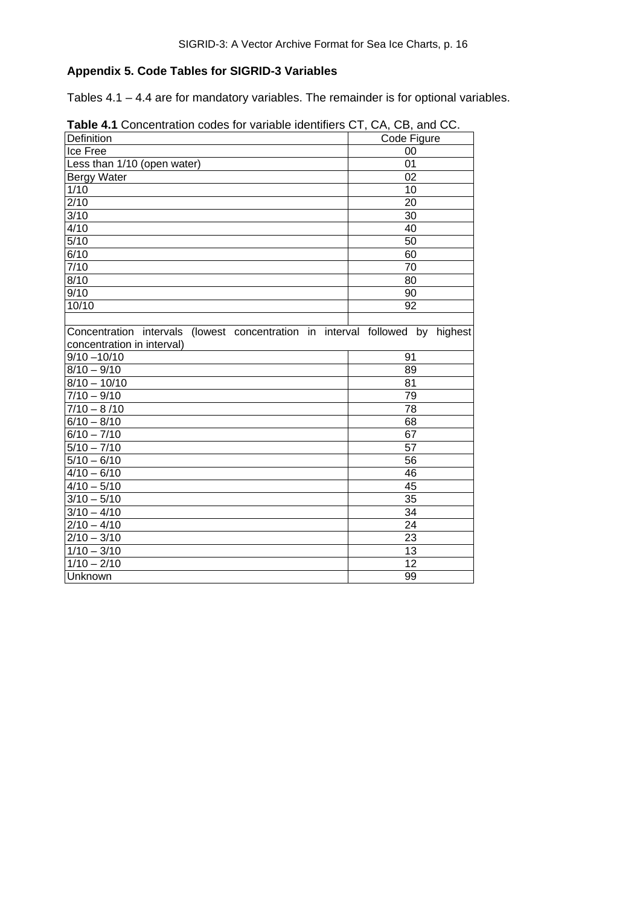## Appendix 5. Code Tables for SIGRID-3 Variables

Tables 4.1 – 4.4 are for mandatory variables. The remainder is for optional variables.

**Table 4.1** Concentration codes for variable identifiers CT, CA, CB, and CC.

| Definition | Code Figure |
|---|---|
| Ice Free | 00 |
| Less than 1/10 (open water) | 01 |
| Bergy Water | 02 |
| 1/10 | 10 |
| 2/10 | 20 |
| 3/10 | 30 |
| 4/10 | 40 |
| 5/10 | 50 |
| 6/10 | 60 |
| 7/10 | 70 |
| 8/10 | 80 |
| 9/10 | 90 |
| 10/10 | 92 |
| | |
| Concentration intervals (lowest concentration in interval followed by highest concentration in interval) | |
| 9/10 –10/10 | 91 |
| 8/10 – 9/10 | 89 |
| 8/10 – 10/10 | 81 |
| 7/10 – 9/10 | 79 |
| 7/10 – 8 /10 | 78 |
| 6/10 – 8/10 | 68 |
| 6/10 – 7/10 | 67 |
| 5/10 – 7/10 | 57 |
| 5/10 – 6/10 | 56 |
| 4/10 – 6/10 | 46 |
| 4/10 – 5/10 | 45 |
| 3/10 – 5/10 | 35 |
| 3/10 – 4/10 | 34 |
| 2/10 – 4/10 | 24 |
| 2/10 – 3/10 | 23 |
| 1/10 – 3/10 | 13 |
| 1/10 – 2/10 | 12 |
| Unknown | 99 |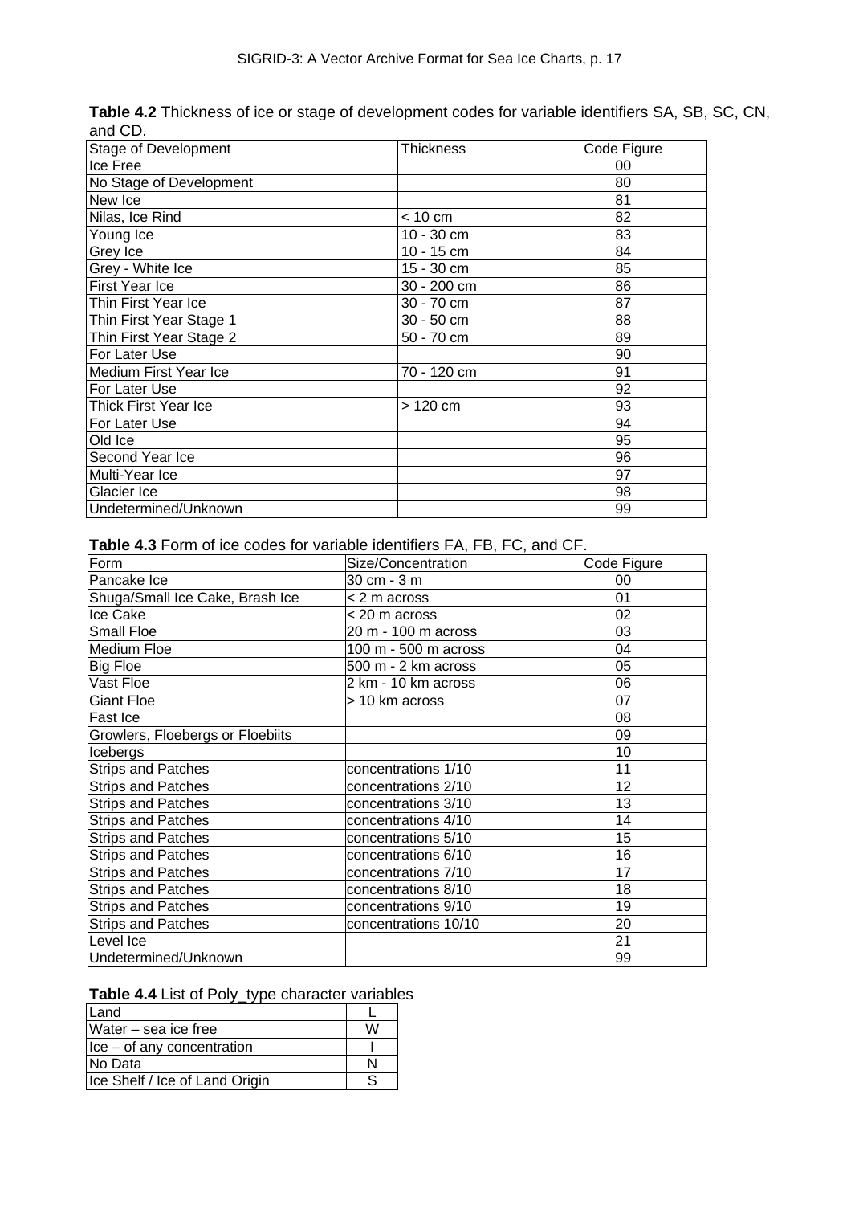**Table 4.2** Thickness of ice or stage of development codes for variable identifiers SA, SB, SC, CN, and CD.

| Stage of Development | Thickness | Code Figure |
|---|---|---|
| Ice Free | | 00 |
| No Stage of Development | | 80 |
| New Ice | | 81 |
| Nilas, Ice Rind | < 10 cm | 82 |
| Young Ice | 10 - 30 cm | 83 |
| Grey Ice | 10 - 15 cm | 84 |
| Grey - White Ice | 15 - 30 cm | 85 |
| First Year Ice | 30 - 200 cm | 86 |
| Thin First Year Ice | 30 - 70 cm | 87 |
| Thin First Year Stage 1 | 30 - 50 cm | 88 |
| Thin First Year Stage 2 | 50 - 70 cm | 89 |
| For Later Use | | 90 |
| Medium First Year Ice | 70 - 120 cm | 91 |
| For Later Use | | 92 |
| Thick First Year Ice | > 120 cm | 93 |
| For Later Use | | 94 |
| Old Ice | | 95 |
| Second Year Ice | | 96 |
| Multi-Year Ice | | 97 |
| Glacier Ice | | 98 |
| Undetermined/Unknown | | 99 |

**Table 4.3** Form of ice codes for variable identifiers FA, FB, FC, and CF.

| Form | Size/Concentration | Code Figure |
|---|---|---|
| Pancake Ice | 30 cm - 3 m | 00 |
| Shuga/Small Ice Cake, Brash Ice | < 2 m across | 01 |
| Ice Cake | < 20 m across | 02 |
| Small Floe | 20 m - 100 m across | 03 |
| Medium Floe | 100 m - 500 m across | 04 |
| Big Floe | 500 m - 2 km across | 05 |
| Vast Floe | 2 km - 10 km across | 06 |
| Giant Floe | > 10 km across | 07 |
| Fast Ice | | 08 |
| Growlers, Floebergs or Floebiits | | 09 |
| Icebergs | | 10 |
| Strips and Patches | concentrations 1/10 | 11 |
| Strips and Patches | concentrations 2/10 | 12 |
| Strips and Patches | concentrations 3/10 | 13 |
| Strips and Patches | concentrations 4/10 | 14 |
| Strips and Patches | concentrations 5/10 | 15 |
| Strips and Patches | concentrations 6/10 | 16 |
| Strips and Patches | concentrations 7/10 | 17 |
| Strips and Patches | concentrations 8/10 | 18 |
| Strips and Patches | concentrations 9/10 | 19 |
| Strips and Patches | concentrations 10/10 | 20 |
| Level Ice | | 21 |
| Undetermined/Unknown | | 99 |

**Table 4.4** List of Poly_type character variables

| | |
|---|---|
| Land | L |
| Water – sea ice free | W |
| Ice – of any concentration | I |
| No Data | N |
| Ice Shelf / Ice of Land Origin | S |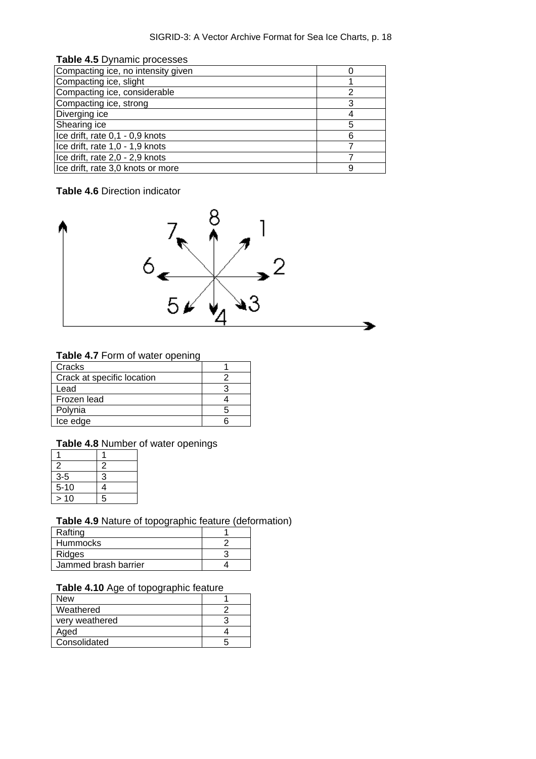**Table 4.5** Dynamic processes

| | |
|---|---|
| Compacting ice, no intensity given | 0 |
| Compacting ice, slight | 1 |
| Compacting ice, considerable | 2 |
| Compacting ice, strong | 3 |
| Diverging ice | 4 |
| Shearing ice | 5 |
| Ice drift, rate 0,1 - 0,9 knots | 6 |
| Ice drift, rate 1,0 - 1,9 knots | 7 |
| Ice drift, rate 2,0 - 2,9 knots | 7 |
| Ice drift, rate 3,0 knots or more | 9 |

**Table 4.6** Direction indicator

**Table 4.7** Form of water opening

| | |
|---|---|
| Cracks | 1 |
| Crack at specific location | 2 |
| Lead | 3 |
| Frozen lead | 4 |
| Polynia | 5 |
| Ice edge | 6 |

**Table 4.8** Number of water openings

| | |
|---|---|
| 1 | 1 |
| 2 | 2 |
| 3-5 | 3 |
| 5-10 | 4 |
| > 10 | 5 |

**Table 4.9** Nature of topographic feature (deformation)

| | |
|---|---|
| Rafting | 1 |
| Hummocks | 2 |
| Ridges | 3 |
| Jammed brash barrier | 4 |

**Table 4.10** Age of topographic feature

| | |
|---|---|
| New | 1 |
| Weathered | 2 |
| very weathered | 3 |
| Aged | 4 |
| Consolidated | 5 |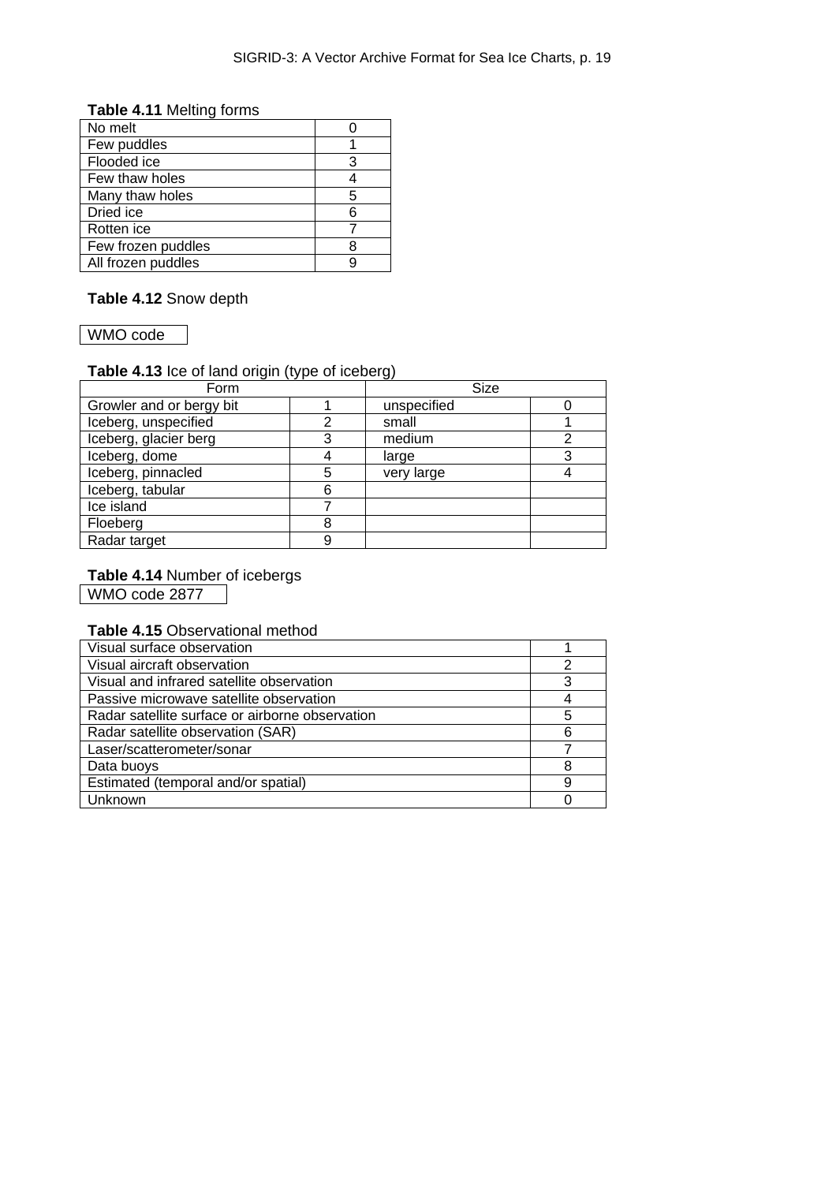**Table 4.11** Melting forms

| | |
|---|---|
| No melt | 0 |
| Few puddles | 1 |
| Flooded ice | 3 |
| Few thaw holes | 4 |
| Many thaw holes | 5 |
| Dried ice | 6 |
| Rotten ice | 7 |
| Few frozen puddles | 8 |
| All frozen puddles | 9 |

**Table 4.12** Snow depth

| |
|---|
| WMO code |

**Table 4.13** Ice of land origin (type of iceberg)

| Form | | Size | |
|---|---|---|---|
| Growler and or bergy bit | 1 | unspecified | 0 |
| Iceberg, unspecified | 2 | small | 1 |
| Iceberg, glacier berg | 3 | medium | 2 |
| Iceberg, dome | 4 | large | 3 |
| Iceberg, pinnacled | 5 | very large | 4 |
| Iceberg, tabular | 6 | | |
| Ice island | 7 | | |
| Floeberg | 8 | | |
| Radar target | 9 | | |

**Table 4.14** Number of icebergs

| |
|---|
| WMO code 2877 |

**Table 4.15** Observational method

| | |
|---|---|
| Visual surface observation | 1 |
| Visual aircraft observation | 2 |
| Visual and infrared satellite observation | 3 |
| Passive microwave satellite observation | 4 |
| Radar satellite surface or airborne observation | 5 |
| Radar satellite observation (SAR) | 6 |
| Laser/scatterometer/sonar | 7 |
| Data buoys | 8 |
| Estimated (temporal and/or spatial) | 9 |
| Unknown | 0 |